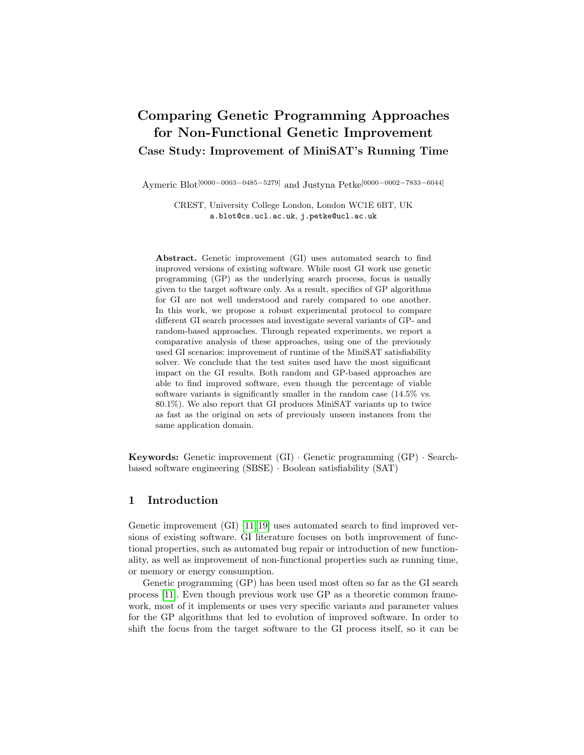# Comparing Genetic Programming Approaches for Non-Functional Genetic Improvement

## Case Study: Improvement of MiniSAT's Running Time

Aymeric Blot[0000−0003−0485−5279] and Justyna Petke[0000−0002−7833−6044]

CREST, University College London, London WC1E 6BT, UK
a.blot@cs.ucl.ac.uk, j.petke@ucl.ac.uk

**Abstract.** Genetic improvement (GI) uses automated search to find improved versions of existing software. While most GI work use genetic programming (GP) as the underlying search process, focus is usually given to the target software only. As a result, specifics of GP algorithms for GI are not well understood and rarely compared to one another. In this work, we propose a robust experimental protocol to compare different GI search processes and investigate several variants of GP- and random-based approaches. Through repeated experiments, we report a comparative analysis of these approaches, using one of the previously used GI scenarios: improvement of runtime of the MiniSAT satisfiability solver. We conclude that the test suites used have the most significant impact on the GI results. Both random and GP-based approaches are able to find improved software, even though the percentage of viable software variants is significantly smaller in the random case (14.5% vs. 80.1%). We also report that GI produces MiniSAT variants up to twice as fast as the original on sets of previously unseen instances from the same application domain.

**Keywords:** Genetic improvement (GI) · Genetic programming (GP) · Search-based software engineering (SBSE) · Boolean satisfiability (SAT)

## 1 Introduction

Genetic improvement (GI) [11,19] uses automated search to find improved versions of existing software. GI literature focuses on both improvement of functional properties, such as automated bug repair or introduction of new functionality, as well as improvement of non-functional properties such as running time, or memory or energy consumption.

Genetic programming (GP) has been used most often so far as the GI search process [11]. Even though previous work use GP as a theoretic common framework, most of it implements or uses very specific variants and parameter values for the GP algorithms that led to evolution of improved software. In order to shift the focus from the target software to the GI process itself, so it can be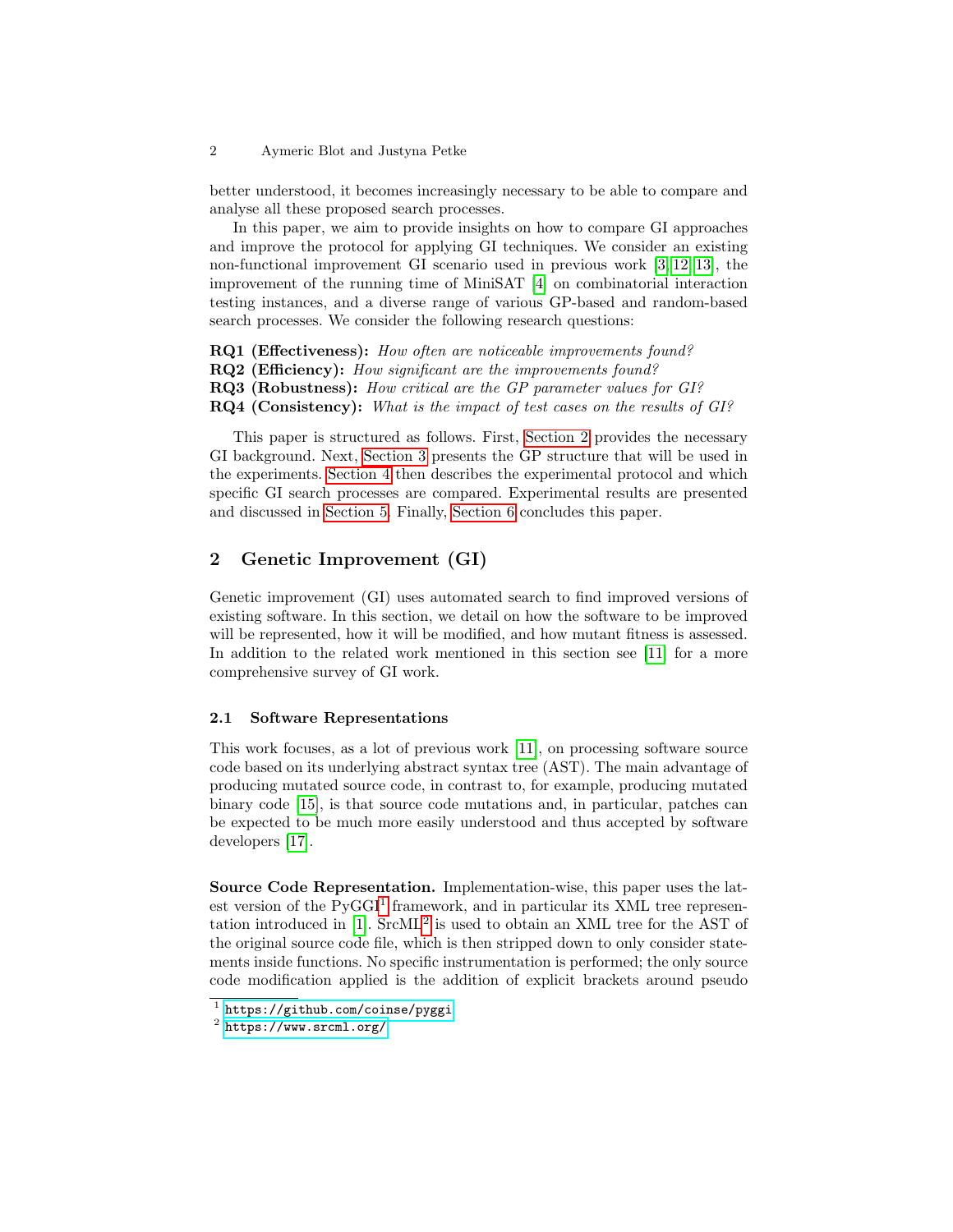better understood, it becomes increasingly necessary to be able to compare and analyse all these proposed search processes.

In this paper, we aim to provide insights on how to compare GI approaches and improve the protocol for applying GI techniques. We consider an existing non-functional improvement GI scenario used in previous work [3,12,13], the improvement of the running time of MiniSAT [4] on combinatorial interaction testing instances, and a diverse range of various GP-based and random-based search processes. We consider the following research questions:

**RQ1 (Effectiveness):** *How often are noticeable improvements found?*
**RQ2 (Efficiency):** *How significant are the improvements found?*
**RQ3 (Robustness):** *How critical are the GP parameter values for GI?*
**RQ4 (Consistency):** *What is the impact of test cases on the results of GI?*

This paper is structured as follows. First, Section 2 provides the necessary GI background. Next, Section 3 presents the GP structure that will be used in the experiments. Section 4 then describes the experimental protocol and which specific GI search processes are compared. Experimental results are presented and discussed in Section 5. Finally, Section 6 concludes this paper.

## 2 Genetic Improvement (GI)

Genetic improvement (GI) uses automated search to find improved versions of existing software. In this section, we detail on how the software to be improved will be represented, how it will be modified, and how mutant fitness is assessed. In addition to the related work mentioned in this section see [11] for a more comprehensive survey of GI work.

### 2.1 Software Representations

This work focuses, as a lot of previous work [11], on processing software source code based on its underlying abstract syntax tree (AST). The main advantage of producing mutated source code, in contrast to, for example, producing mutated binary code [15], is that source code mutations and, in particular, patches can be expected to be much more easily understood and thus accepted by software developers [17].

**Source Code Representation.** Implementation-wise, this paper uses the latest version of the PyGGI[1] framework, and in particular its XML tree representation introduced in [1]. SrcML[2] is used to obtain an XML tree for the AST of the original source code file, which is then stripped down to only consider statements inside functions. No specific instrumentation is performed; the only source code modification applied is the addition of explicit brackets around pseudo

[1] https://github.com/coinse/pyggi
[2] https://www.srcml.org/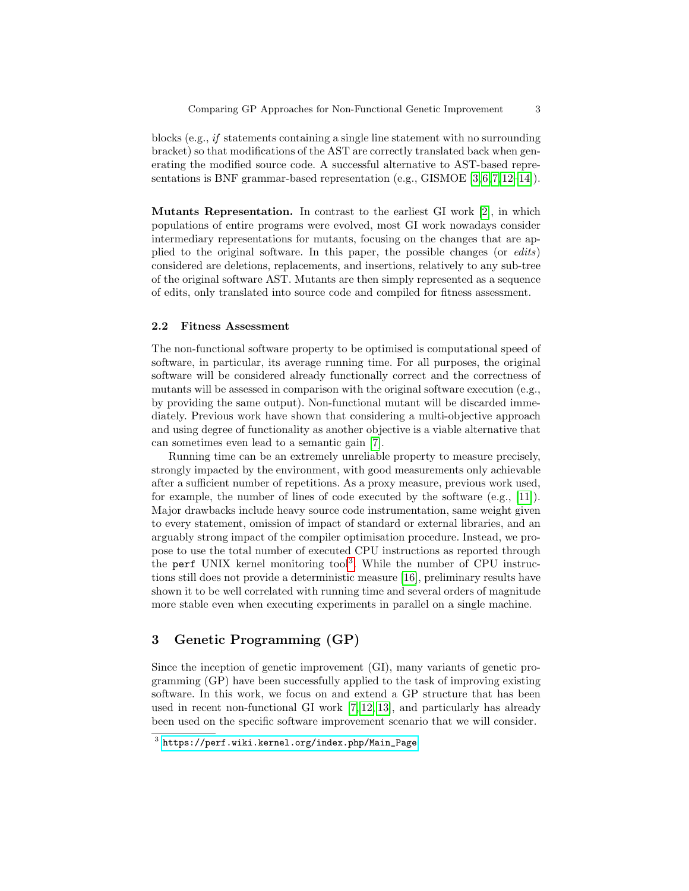blocks (e.g., *if* statements containing a single line statement with no surrounding bracket) so that modifications of the AST are correctly translated back when generating the modified source code. A successful alternative to AST-based representations is BNF grammar-based representation (e.g., GISMOE [3,6,7,12–14]).

**Mutants Representation.** In contrast to the earliest GI work [2], in which populations of entire programs were evolved, most GI work nowadays consider intermediary representations for mutants, focusing on the changes that are applied to the original software. In this paper, the possible changes (or *edits*) considered are deletions, replacements, and insertions, relatively to any sub-tree of the original software AST. Mutants are then simply represented as a sequence of edits, only translated into source code and compiled for fitness assessment.

### 2.2 Fitness Assessment

The non-functional software property to be optimised is computational speed of software, in particular, its average running time. For all purposes, the original software will be considered already functionally correct and the correctness of mutants will be assessed in comparison with the original software execution (e.g., by providing the same output). Non-functional mutant will be discarded immediately. Previous work have shown that considering a multi-objective approach and using degree of functionality as another objective is a viable alternative that can sometimes even lead to a semantic gain [7].

Running time can be an extremely unreliable property to measure precisely, strongly impacted by the environment, with good measurements only achievable after a sufficient number of repetitions. As a proxy measure, previous work used, for example, the number of lines of code executed by the software (e.g., [11]). Major drawbacks include heavy source code instrumentation, same weight given to every statement, omission of impact of standard or external libraries, and an arguably strong impact of the compiler optimisation procedure. Instead, we propose to use the total number of executed CPU instructions as reported through the `perf` UNIX kernel monitoring tool[3]. While the number of CPU instructions still does not provide a deterministic measure [16], preliminary results have shown it to be well correlated with running time and several orders of magnitude more stable even when executing experiments in parallel on a single machine.

## 3 Genetic Programming (GP)

Since the inception of genetic improvement (GI), many variants of genetic programming (GP) have been successfully applied to the task of improving existing software. In this work, we focus on and extend a GP structure that has been used in recent non-functional GI work [7,12,13], and particularly has already been used on the specific software improvement scenario that we will consider.

[3] https://perf.wiki.kernel.org/index.php/Main_Page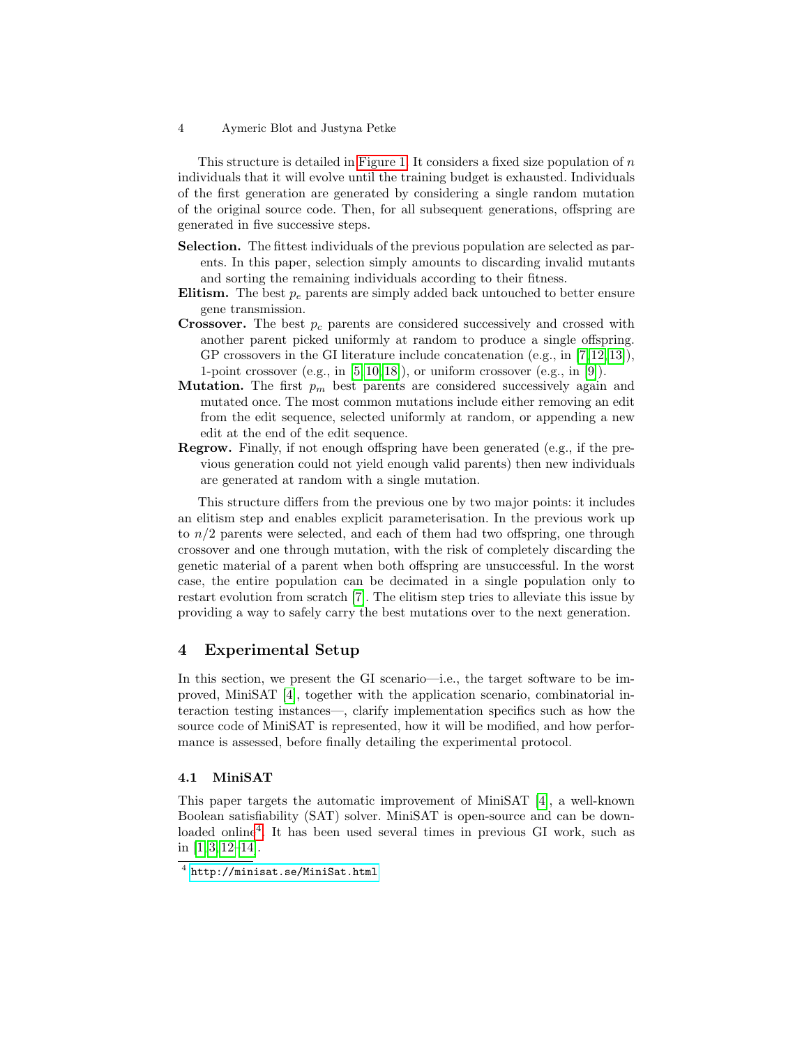This structure is detailed in Figure 1. It considers a fixed size population of $n$ individuals that it will evolve until the training budget is exhausted. Individuals of the first generation are generated by considering a single random mutation of the original source code. Then, for all subsequent generations, offspring are generated in five successive steps.

**Selection.** The fittest individuals of the previous population are selected as parents. In this paper, selection simply amounts to discarding invalid mutants and sorting the remaining individuals according to their fitness.

**Elitism.** The best $p_e$ parents are simply added back untouched to better ensure gene transmission.

**Crossover.** The best $p_c$ parents are considered successively and crossed with another parent picked uniformly at random to produce a single offspring. GP crossovers in the GI literature include concatenation (e.g., in [7,12,13]), 1-point crossover (e.g., in [5,10,18]), or uniform crossover (e.g., in [9]).

**Mutation.** The first $p_m$ best parents are considered successively again and mutated once. The most common mutations include either removing an edit from the edit sequence, selected uniformly at random, or appending a new edit at the end of the edit sequence.

**Regrow.** Finally, if not enough offspring have been generated (e.g., if the previous generation could not yield enough valid parents) then new individuals are generated at random with a single mutation.

This structure differs from the previous one by two major points: it includes an elitism step and enables explicit parameterisation. In the previous work up to $n/2$ parents were selected, and each of them had two offspring, one through crossover and one through mutation, with the risk of completely discarding the genetic material of a parent when both offspring are unsuccessful. In the worst case, the entire population can be decimated in a single population only to restart evolution from scratch [7]. The elitism step tries to alleviate this issue by providing a way to safely carry the best mutations over to the next generation.

## 4 Experimental Setup

In this section, we present the GI scenario—i.e., the target software to be improved, MiniSAT [4], together with the application scenario, combinatorial interaction testing instances—, clarify implementation specifics such as how the source code of MiniSAT is represented, how it will be modified, and how performance is assessed, before finally detailing the experimental protocol.

### 4.1 MiniSAT

This paper targets the automatic improvement of MiniSAT [4], a well-known Boolean satisfiability (SAT) solver. MiniSAT is open-source and can be downloaded online[4]. It has been used several times in previous GI work, such as in [1,3,12–14].

[4] http://minisat.se/MiniSat.html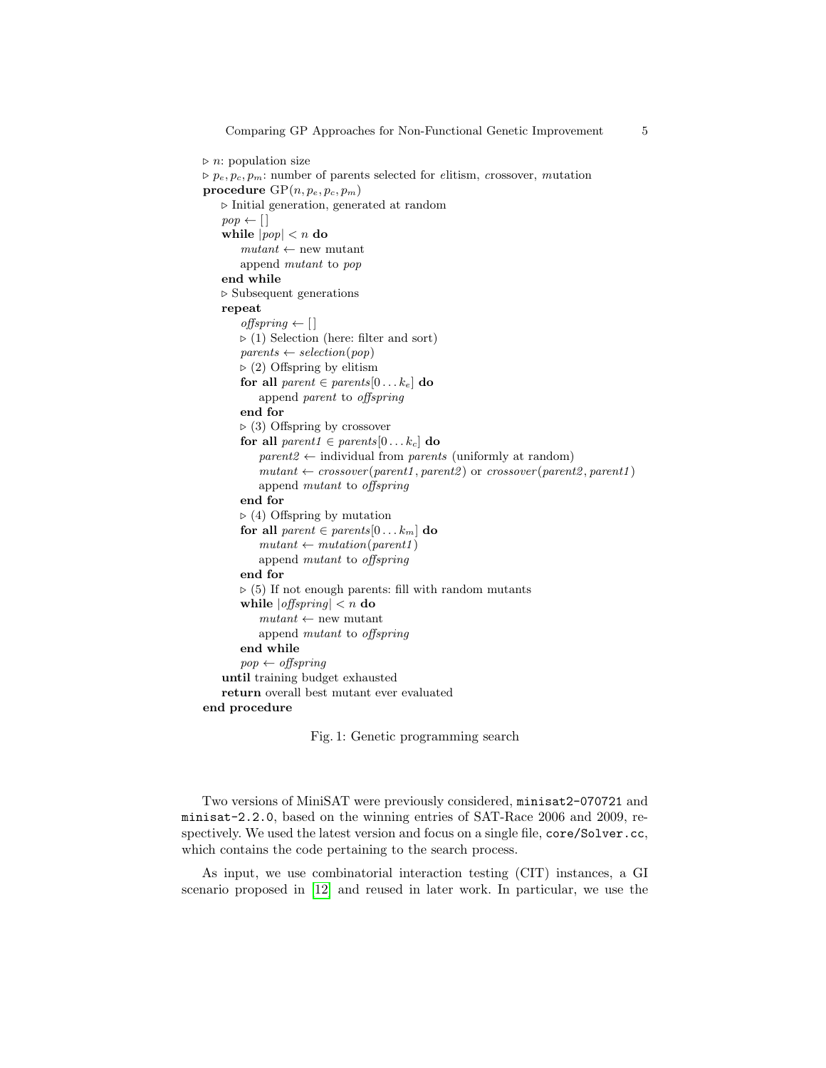```
▷ n: population size
▷ p_e, p_c, p_m: number of parents selected for elitism, crossover, mutation
procedure GP(n, p_e, p_c, p_m)
    ▷ Initial generation, generated at random
    pop ← []
    while |pop| < n do
        mutant ← new mutant
        append mutant to pop
    end while
    ▷ Subsequent generations
    repeat
        offspring ← []
        ▷ (1) Selection (here: filter and sort)
        parents ← selection(pop)
        ▷ (2) Offspring by elitism
        for all parent ∈ parents[0 ... k_e] do
            append parent to offspring
        end for
        ▷ (3) Offspring by crossover
        for all parent1 ∈ parents[0 ... k_c] do
            parent2 ← individual from parents (uniformly at random)
            mutant ← crossover(parent1, parent2) or crossover(parent2, parent1)
            append mutant to offspring
        end for
        ▷ (4) Offspring by mutation
        for all parent ∈ parents[0 ... k_m] do
            mutant ← mutation(parent1)
            append mutant to offspring
        end for
        ▷ (5) If not enough parents: fill with random mutants
        while |offspring| < n do
            mutant ← new mutant
            append mutant to offspring
        end while
        pop ← offspring
    until training budget exhausted
    return overall best mutant ever evaluated
end procedure
```

Fig. 1: Genetic programming search

Two versions of MiniSAT were previously considered, `minisat2-070721` and `minisat-2.2.0`, based on the winning entries of SAT-Race 2006 and 2009, respectively. We used the latest version and focus on a single file, `core/Solver.cc`, which contains the code pertaining to the search process.

As input, we use combinatorial interaction testing (CIT) instances, a GI scenario proposed in [12] and reused in later work. In particular, we use the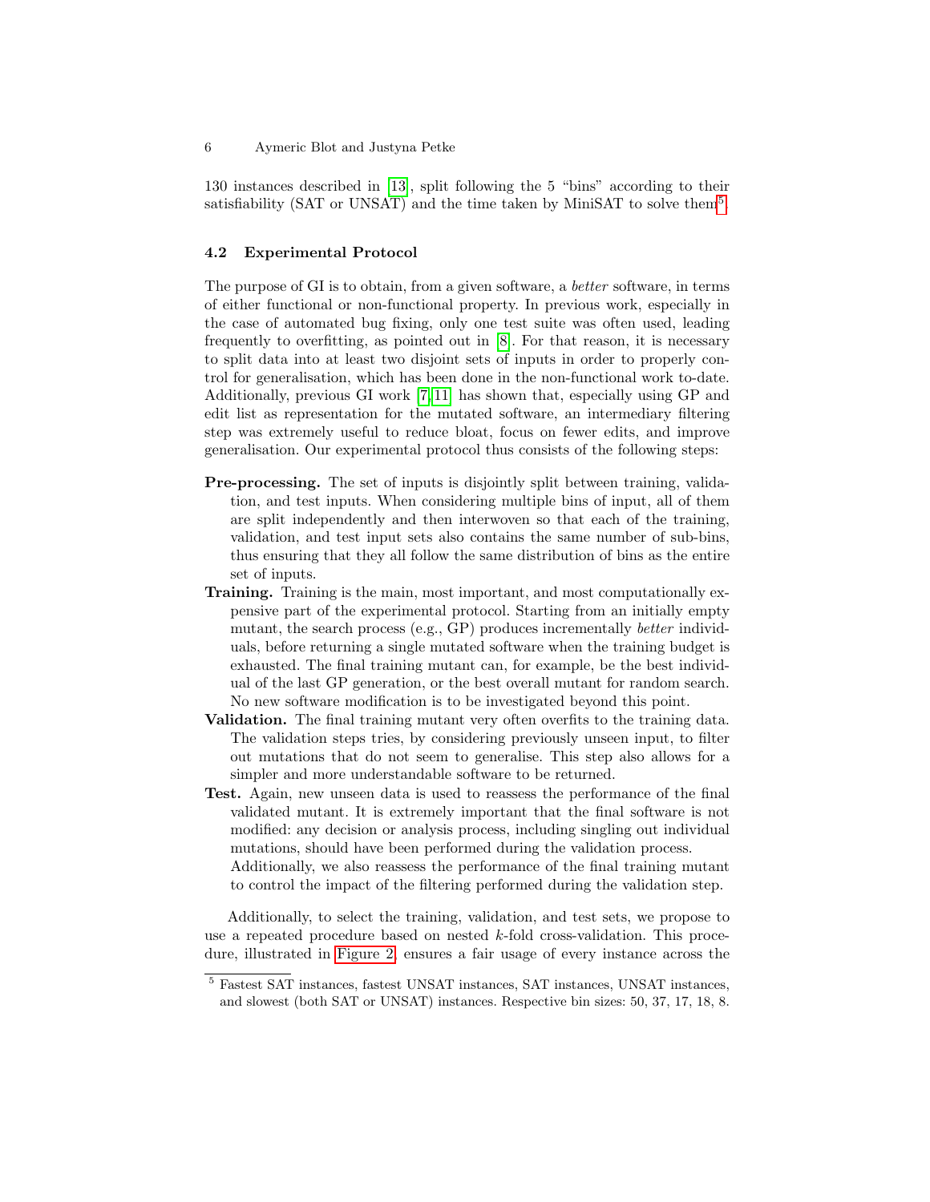130 instances described in [13], split following the 5 "bins" according to their satisfiability (SAT or UNSAT) and the time taken by MiniSAT to solve them[5].

### 4.2 Experimental Protocol

The purpose of GI is to obtain, from a given software, a *better* software, in terms of either functional or non-functional property. In previous work, especially in the case of automated bug fixing, only one test suite was often used, leading frequently to overfitting, as pointed out in [8]. For that reason, it is necessary to split data into at least two disjoint sets of inputs in order to properly control for generalisation, which has been done in the non-functional work to-date. Additionally, previous GI work [7,11] has shown that, especially using GP and edit list as representation for the mutated software, an intermediary filtering step was extremely useful to reduce bloat, focus on fewer edits, and improve generalisation. Our experimental protocol thus consists of the following steps:

**Pre-processing.** The set of inputs is disjointly split between training, validation, and test inputs. When considering multiple bins of input, all of them are split independently and then interwoven so that each of the training, validation, and test input sets also contains the same number of sub-bins, thus ensuring that they all follow the same distribution of bins as the entire set of inputs.

**Training.** Training is the main, most important, and most computationally expensive part of the experimental protocol. Starting from an initially empty mutant, the search process (e.g., GP) produces incrementally *better* individuals, before returning a single mutated software when the training budget is exhausted. The final training mutant can, for example, be the best individual of the last GP generation, or the best overall mutant for random search. No new software modification is to be investigated beyond this point.

**Validation.** The final training mutant very often overfits to the training data. The validation steps tries, by considering previously unseen input, to filter out mutations that do not seem to generalise. This step also allows for a simpler and more understandable software to be returned.

**Test.** Again, new unseen data is used to reassess the performance of the final validated mutant. It is extremely important that the final software is not modified: any decision or analysis process, including singling out individual mutations, should have been performed during the validation process.
Additionally, we also reassess the performance of the final training mutant to control the impact of the filtering performed during the validation step.

Additionally, to select the training, validation, and test sets, we propose to use a repeated procedure based on nested $k$-fold cross-validation. This procedure, illustrated in Figure 2, ensures a fair usage of every instance across the

[5] Fastest SAT instances, fastest UNSAT instances, SAT instances, UNSAT instances, and slowest (both SAT or UNSAT) instances. Respective bin sizes: 50, 37, 17, 18, 8.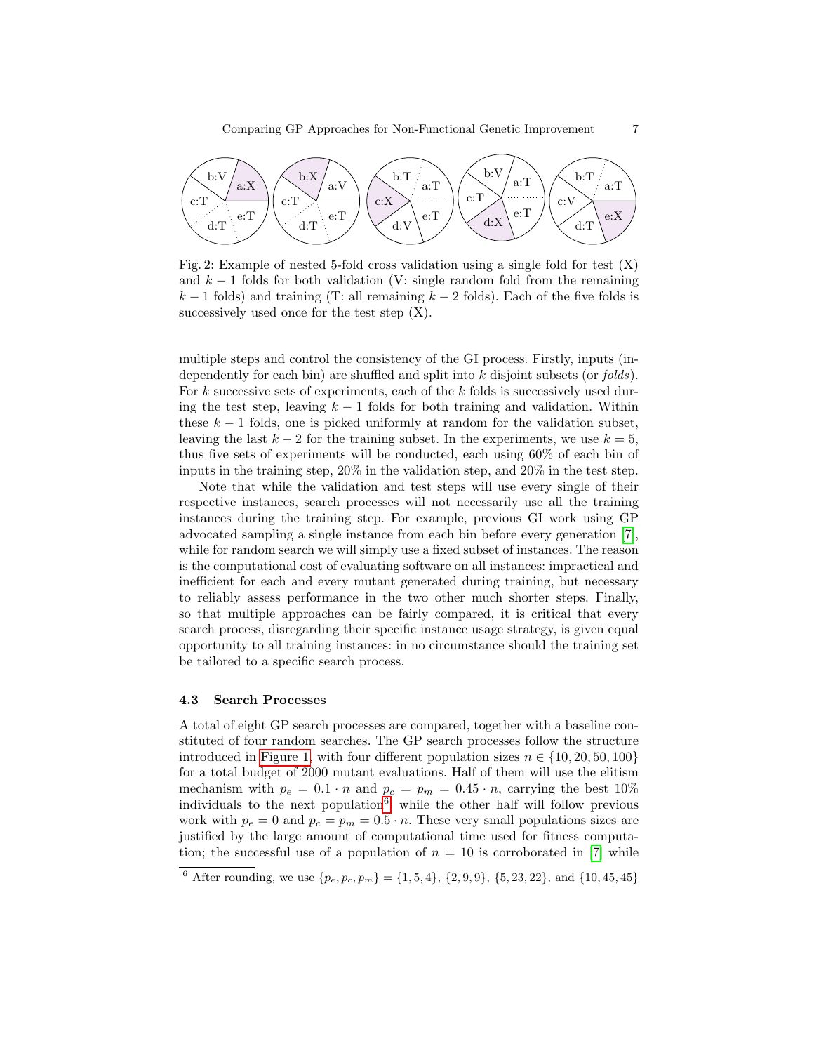Fig. 2: Example of nested 5-fold cross validation using a single fold for test (X) and $k-1$ folds for both validation (V: single random fold from the remaining $k-1$ folds) and training (T: all remaining $k-2$ folds). Each of the five folds is successively used once for the test step (X).

multiple steps and control the consistency of the GI process. Firstly, inputs (independently for each bin) are shuffled and split into $k$ disjoint subsets (or *folds*). For $k$ successive sets of experiments, each of the $k$ folds is successively used during the test step, leaving $k-1$ folds for both training and validation. Within these $k-1$ folds, one is picked uniformly at random for the validation subset, leaving the last $k-2$ for the training subset. In the experiments, we use $k=5$, thus five sets of experiments will be conducted, each using 60% of each bin of inputs in the training step, 20% in the validation step, and 20% in the test step.

Note that while the validation and test steps will use every single of their respective instances, search processes will not necessarily use all the training instances during the training step. For example, previous GI work using GP advocated sampling a single instance from each bin before every generation [7], while for random search we will simply use a fixed subset of instances. The reason is the computational cost of evaluating software on all instances: impractical and inefficient for each and every mutant generated during training, but necessary to reliably assess performance in the two other much shorter steps. Finally, so that multiple approaches can be fairly compared, it is critical that every search process, disregarding their specific instance usage strategy, is given equal opportunity to all training instances: in no circumstance should the training set be tailored to a specific search process.

### 4.3 Search Processes

A total of eight GP search processes are compared, together with a baseline constituted of four random searches. The GP search processes follow the structure introduced in Figure 1, with four different population sizes $n \in \{10, 20, 50, 100\}$ for a total budget of 2000 mutant evaluations. Half of them will use the elitism mechanism with $p_e = 0.1 \cdot n$ and $p_c = p_m = 0.45 \cdot n$, carrying the best 10% individuals to the next population[6], while the other half will follow previous work with $p_e = 0$ and $p_c = p_m = 0.5 \cdot n$. These very small populations sizes are justified by the large amount of computational time used for fitness computation; the successful use of a population of $n = 10$ is corroborated in [7] while

[6] After rounding, we use $\{p_e, p_c, p_m\} = \{1, 5, 4\}$, $\{2, 9, 9\}$, $\{5, 23, 22\}$, and $\{10, 45, 45\}$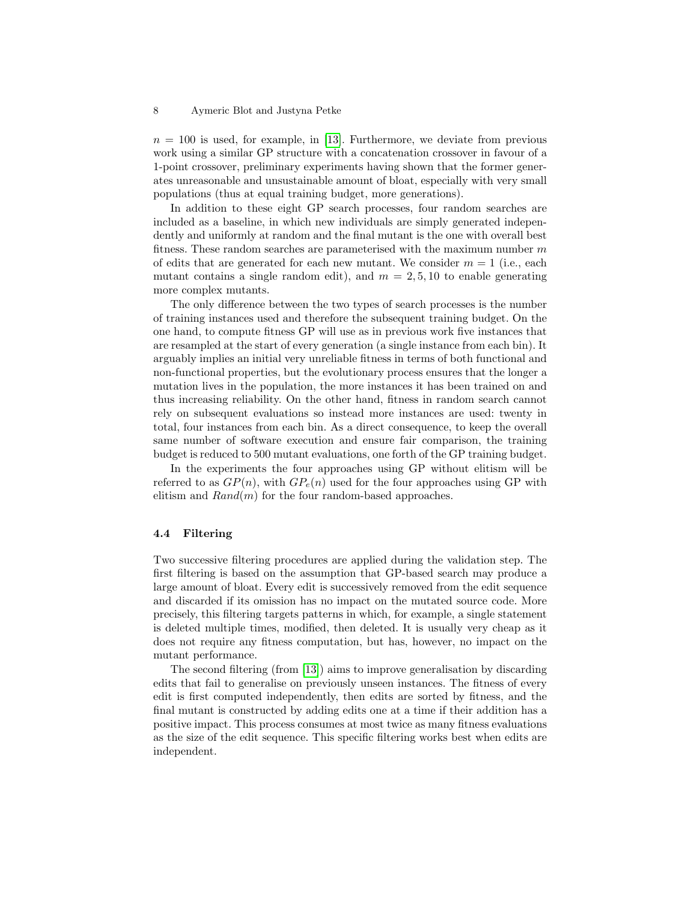$n = 100$ is used, for example, in [13]. Furthermore, we deviate from previous work using a similar GP structure with a concatenation crossover in favour of a 1-point crossover, preliminary experiments having shown that the former generates unreasonable and unsustainable amount of bloat, especially with very small populations (thus at equal training budget, more generations).

In addition to these eight GP search processes, four random searches are included as a baseline, in which new individuals are simply generated independently and uniformly at random and the final mutant is the one with overall best fitness. These random searches are parameterised with the maximum number $m$ of edits that are generated for each new mutant. We consider $m = 1$ (i.e., each mutant contains a single random edit), and $m = 2, 5, 10$ to enable generating more complex mutants.

The only difference between the two types of search processes is the number of training instances used and therefore the subsequent training budget. On the one hand, to compute fitness GP will use as in previous work five instances that are resampled at the start of every generation (a single instance from each bin). It arguably implies an initial very unreliable fitness in terms of both functional and non-functional properties, but the evolutionary process ensures that the longer a mutation lives in the population, the more instances it has been trained on and thus increasing reliability. On the other hand, fitness in random search cannot rely on subsequent evaluations so instead more instances are used: twenty in total, four instances from each bin. As a direct consequence, to keep the overall same number of software execution and ensure fair comparison, the training budget is reduced to 500 mutant evaluations, one forth of the GP training budget.

In the experiments the four approaches using GP without elitism will be referred to as $GP(n)$, with $GP_e(n)$ used for the four approaches using GP with elitism and $Rand(m)$ for the four random-based approaches.

### 4.4 Filtering

Two successive filtering procedures are applied during the validation step. The first filtering is based on the assumption that GP-based search may produce a large amount of bloat. Every edit is successively removed from the edit sequence and discarded if its omission has no impact on the mutated source code. More precisely, this filtering targets patterns in which, for example, a single statement is deleted multiple times, modified, then deleted. It is usually very cheap as it does not require any fitness computation, but has, however, no impact on the mutant performance.

The second filtering (from [13]) aims to improve generalisation by discarding edits that fail to generalise on previously unseen instances. The fitness of every edit is first computed independently, then edits are sorted by fitness, and the final mutant is constructed by adding edits one at a time if their addition has a positive impact. This process consumes at most twice as many fitness evaluations as the size of the edit sequence. This specific filtering works best when edits are independent.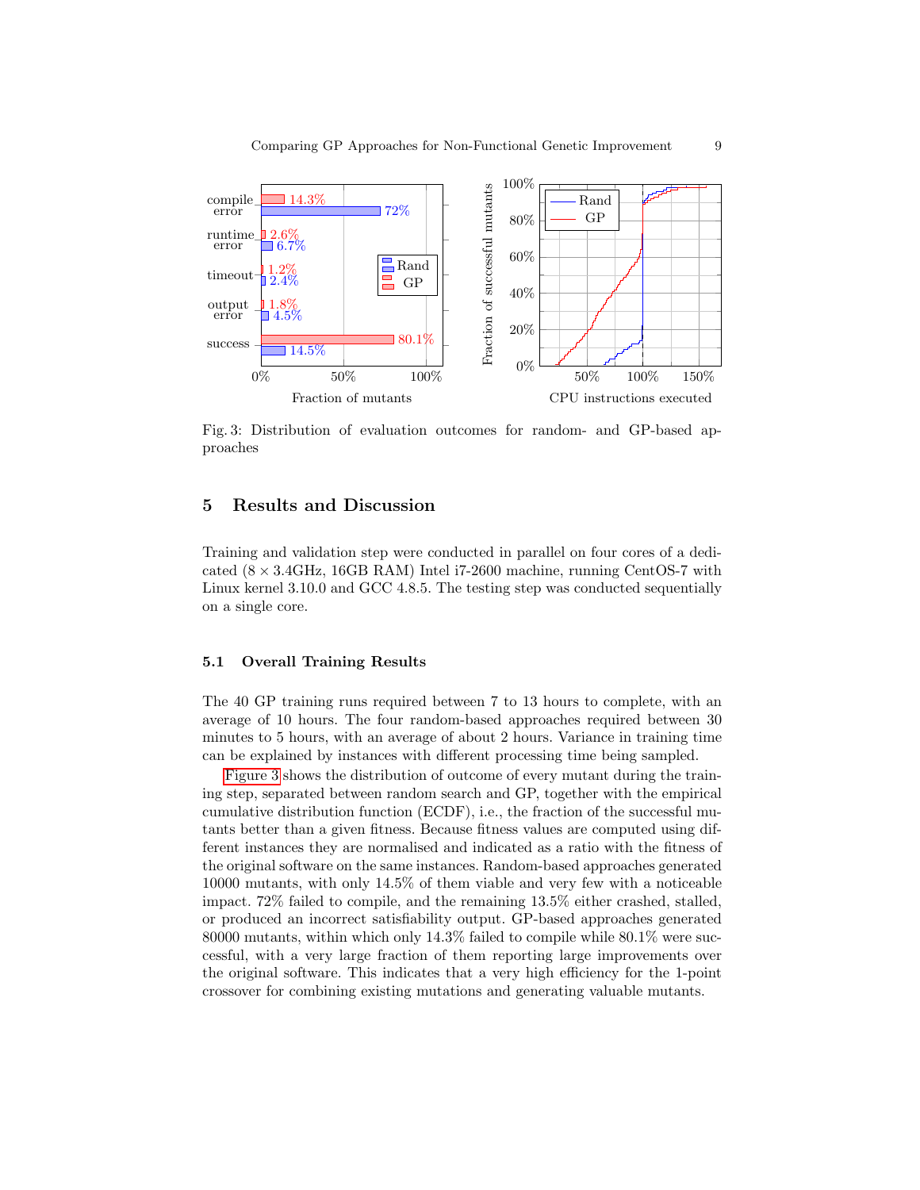Fig. 3: Distribution of evaluation outcomes for random- and GP-based approaches

## 5 Results and Discussion

Training and validation step were conducted in parallel on four cores of a dedicated ($8 \times 3.4$GHz, 16GB RAM) Intel i7-2600 machine, running CentOS-7 with Linux kernel 3.10.0 and GCC 4.8.5. The testing step was conducted sequentially on a single core.

### 5.1 Overall Training Results

The 40 GP training runs required between 7 to 13 hours to complete, with an average of 10 hours. The four random-based approaches required between 30 minutes to 5 hours, with an average of about 2 hours. Variance in training time can be explained by instances with different processing time being sampled.

Figure 3 shows the distribution of outcome of every mutant during the training step, separated between random search and GP, together with the empirical cumulative distribution function (ECDF), i.e., the fraction of the successful mutants better than a given fitness. Because fitness values are computed using different instances they are normalised and indicated as a ratio with the fitness of the original software on the same instances. Random-based approaches generated 10000 mutants, with only 14.5% of them viable and very few with a noticeable impact. 72% failed to compile, and the remaining 13.5% either crashed, stalled, or produced an incorrect satisfiability output. GP-based approaches generated 80000 mutants, within which only 14.3% failed to compile while 80.1% were successful, with a very large fraction of them reporting large improvements over the original software. This indicates that a very high efficiency for the 1-point crossover for combining existing mutations and generating valuable mutants.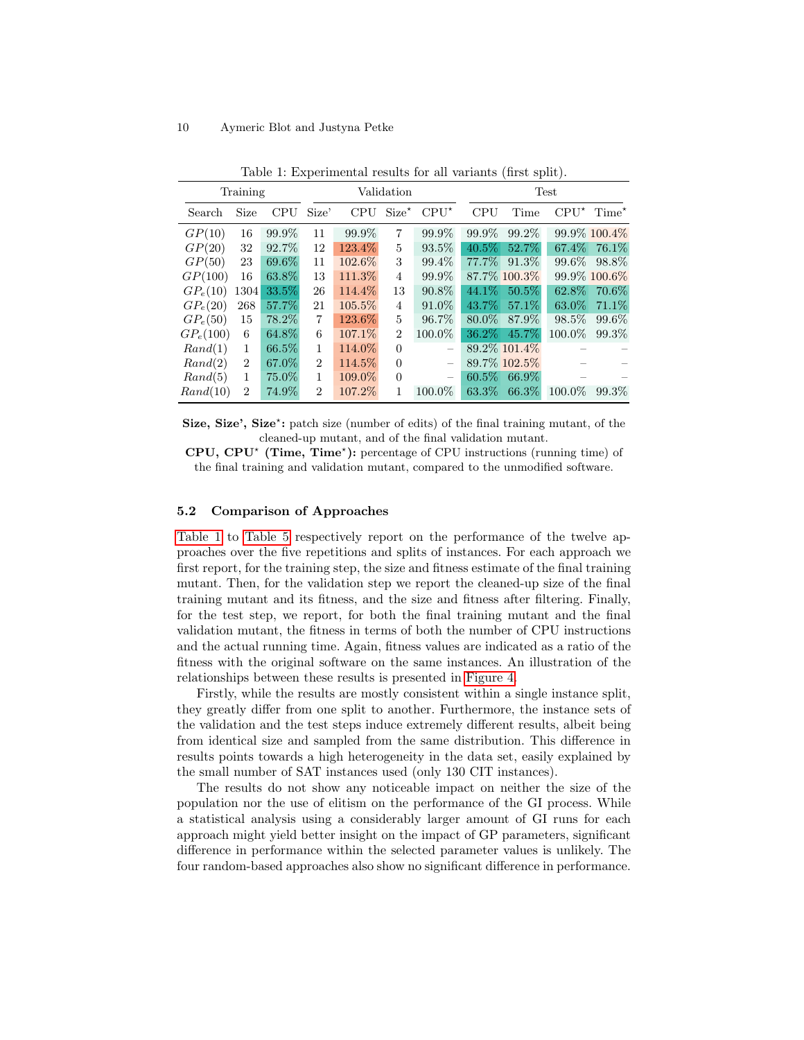Table 1: Experimental results for all variants (first split).

| Training | | | Validation | | | | Test | | | |
|---|---|---|---|---|---|---|---|---|---|---|
| Search | Size | CPU | Size' | CPU | Size$^\star$ | CPU$^\star$ | CPU | Time | CPU$^\star$ | Time$^\star$ |
| $GP(10)$ | 16 | 99.9% | 11 | 99.9% | 7 | 99.9% | 99.9% | 99.2% | 99.9% | 100.4% |
| $GP(20)$ | 32 | 92.7% | 12 | 123.4% | 5 | 93.5% | 40.5% | 52.7% | 67.4% | 76.1% |
| $GP(50)$ | 23 | 69.6% | 11 | 102.6% | 3 | 99.4% | 77.7% | 91.3% | 99.6% | 98.8% |
| $GP(100)$ | 16 | 63.8% | 13 | 111.3% | 4 | 99.9% | 87.7% | 100.3% | 99.9% | 100.6% |
| $GP_e(10)$ | 1304 | 33.5% | 26 | 114.4% | 13 | 90.8% | 44.1% | 50.5% | 62.8% | 70.6% |
| $GP_e(20)$ | 268 | 57.7% | 21 | 105.5% | 4 | 91.0% | 43.7% | 57.1% | 63.0% | 71.1% |
| $GP_e(50)$ | 15 | 78.2% | 7 | 123.6% | 5 | 96.7% | 80.0% | 87.9% | 98.5% | 99.6% |
| $GP_e(100)$ | 6 | 64.8% | 6 | 107.1% | 2 | 100.0% | 36.2% | 45.7% | 100.0% | 99.3% |
| $Rand(1)$ | 1 | 66.5% | 1 | 114.0% | 0 | – | 89.2% | 101.4% | – | – |
| $Rand(2)$ | 2 | 67.0% | 2 | 114.5% | 0 | – | 89.7% | 102.5% | – | – |
| $Rand(5)$ | 1 | 75.0% | 1 | 109.0% | 0 | – | 60.5% | 66.9% | – | – |
| $Rand(10)$ | 2 | 74.9% | 2 | 107.2% | 1 | 100.0% | 63.3% | 66.3% | 100.0% | 99.3% |

**Size, Size', Size$^\star$:** patch size (number of edits) of the final training mutant, of the cleaned-up mutant, and of the final validation mutant.

**CPU, CPU$^\star$ (Time, Time$^\star$):** percentage of CPU instructions (running time) of the final training and validation mutant, compared to the unmodified software.

### 5.2 Comparison of Approaches

Table 1 to Table 5 respectively report on the performance of the twelve approaches over the five repetitions and splits of instances. For each approach we first report, for the training step, the size and fitness estimate of the final training mutant. Then, for the validation step we report the cleaned-up size of the final training mutant and its fitness, and the size and fitness after filtering. Finally, for the test step, we report, for both the final training mutant and the final validation mutant, the fitness in terms of both the number of CPU instructions and the actual running time. Again, fitness values are indicated as a ratio of the fitness with the original software on the same instances. An illustration of the relationships between these results is presented in Figure 4.

Firstly, while the results are mostly consistent within a single instance split, they greatly differ from one split to another. Furthermore, the instance sets of the validation and the test steps induce extremely different results, albeit being from identical size and sampled from the same distribution. This difference in results points towards a high heterogeneity in the data set, easily explained by the small number of SAT instances used (only 130 CIT instances).

The results do not show any noticeable impact on neither the size of the population nor the use of elitism on the performance of the GI process. While a statistical analysis using a considerably larger amount of GI runs for each approach might yield better insight on the impact of GP parameters, significant difference in performance within the selected parameter values is unlikely. The four random-based approaches also show no significant difference in performance.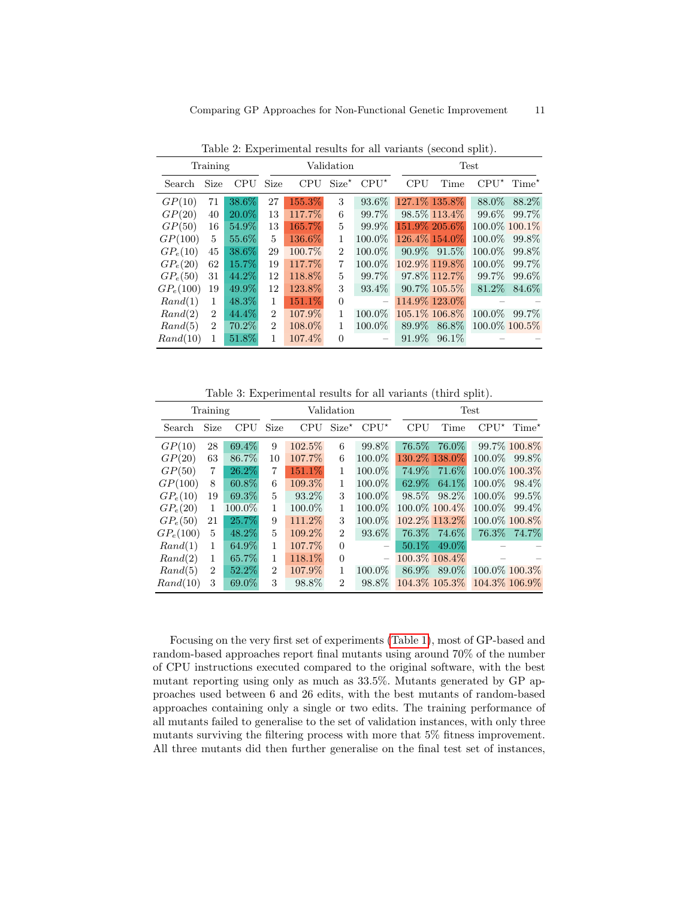Table 2: Experimental results for all variants (second split).

| Training | | | Validation | | | | Test | | | |
|---|---|---|---|---|---|---|---|---|---|---|
| Search | Size | CPU | Size | CPU | Size* | CPU* | CPU | Time | CPU* | Time* |
| $GP(10)$ | 71 | 38.6% | 27 | 155.3% | 3 | 93.6% | 127.1% | 135.8% | 88.0% | 88.2% |
| $GP(20)$ | 40 | 20.0% | 13 | 117.7% | 6 | 99.7% | 98.5% | 113.4% | 99.6% | 99.7% |
| $GP(50)$ | 16 | 54.9% | 13 | 165.7% | 5 | 99.9% | 151.9% | 205.6% | 100.0% | 100.1% |
| $GP(100)$ | 5 | 55.6% | 5 | 136.6% | 1 | 100.0% | 126.4% | 154.0% | 100.0% | 99.8% |
| $GP_e(10)$ | 45 | 38.6% | 29 | 100.7% | 2 | 100.0% | 90.9% | 91.5% | 100.0% | 99.8% |
| $GP_e(20)$ | 62 | 15.7% | 19 | 117.7% | 7 | 100.0% | 102.9% | 119.8% | 100.0% | 99.7% |
| $GP_e(50)$ | 31 | 44.2% | 12 | 118.8% | 5 | 99.7% | 97.8% | 112.7% | 99.7% | 99.6% |
| $GP_e(100)$ | 19 | 49.9% | 12 | 123.8% | 3 | 93.4% | 90.7% | 105.5% | 81.2% | 84.6% |
| $Rand(1)$ | 1 | 48.3% | 1 | 151.1% | 0 | – | 114.9% | 123.0% | – | – |
| $Rand(2)$ | 2 | 44.4% | 2 | 107.9% | 1 | 100.0% | 105.1% | 106.8% | 100.0% | 99.7% |
| $Rand(5)$ | 2 | 70.2% | 2 | 108.0% | 1 | 100.0% | 89.9% | 86.8% | 100.0% | 100.5% |
| $Rand(10)$ | 1 | 51.8% | 1 | 107.4% | 0 | – | 91.9% | 96.1% | – | – |

Table 3: Experimental results for all variants (third split).

| Training | | | Validation | | | | Test | | | |
|---|---|---|---|---|---|---|---|---|---|---|
| Search | Size | CPU | Size | CPU | Size* | CPU* | CPU | Time | CPU* | Time* |
| $GP(10)$ | 28 | 69.4% | 9 | 102.5% | 6 | 99.8% | 76.5% | 76.0% | 99.7% | 100.8% |
| $GP(20)$ | 63 | 86.7% | 10 | 107.7% | 6 | 100.0% | 130.2% | 138.0% | 100.0% | 99.8% |
| $GP(50)$ | 7 | 26.2% | 7 | 151.1% | 1 | 100.0% | 74.9% | 71.6% | 100.0% | 100.3% |
| $GP(100)$ | 8 | 60.8% | 6 | 109.3% | 1 | 100.0% | 62.9% | 64.1% | 100.0% | 98.4% |
| $GP_e(10)$ | 19 | 69.3% | 5 | 93.2% | 3 | 100.0% | 98.5% | 98.2% | 100.0% | 99.5% |
| $GP_e(20)$ | 1 | 100.0% | 1 | 100.0% | 1 | 100.0% | 100.0% | 100.4% | 100.0% | 99.4% |
| $GP_e(50)$ | 21 | 25.7% | 9 | 111.2% | 3 | 100.0% | 102.2% | 113.2% | 100.0% | 100.8% |
| $GP_e(100)$ | 5 | 48.2% | 5 | 109.2% | 2 | 93.6% | 76.3% | 74.6% | 76.3% | 74.7% |
| $Rand(1)$ | 1 | 64.9% | 1 | 107.7% | 0 | – | 50.1% | 49.0% | – | – |
| $Rand(2)$ | 1 | 65.7% | 1 | 118.1% | 0 | – | 100.3% | 108.4% | – | – |
| $Rand(5)$ | 2 | 52.2% | 2 | 107.9% | 1 | 100.0% | 86.9% | 89.0% | 100.0% | 100.3% |
| $Rand(10)$ | 3 | 69.0% | 3 | 98.8% | 2 | 98.8% | 104.3% | 105.3% | 104.3% | 106.9% |

Focusing on the very first set of experiments (Table 1), most of GP-based and random-based approaches report final mutants using around 70% of the number of CPU instructions executed compared to the original software, with the best mutant reporting using only as much as 33.5%. Mutants generated by GP approaches used between 6 and 26 edits, with the best mutants of random-based approaches containing only a single or two edits. The training performance of all mutants failed to generalise to the set of validation instances, with only three mutants surviving the filtering process with more that 5% fitness improvement. All three mutants did then further generalise on the final test set of instances,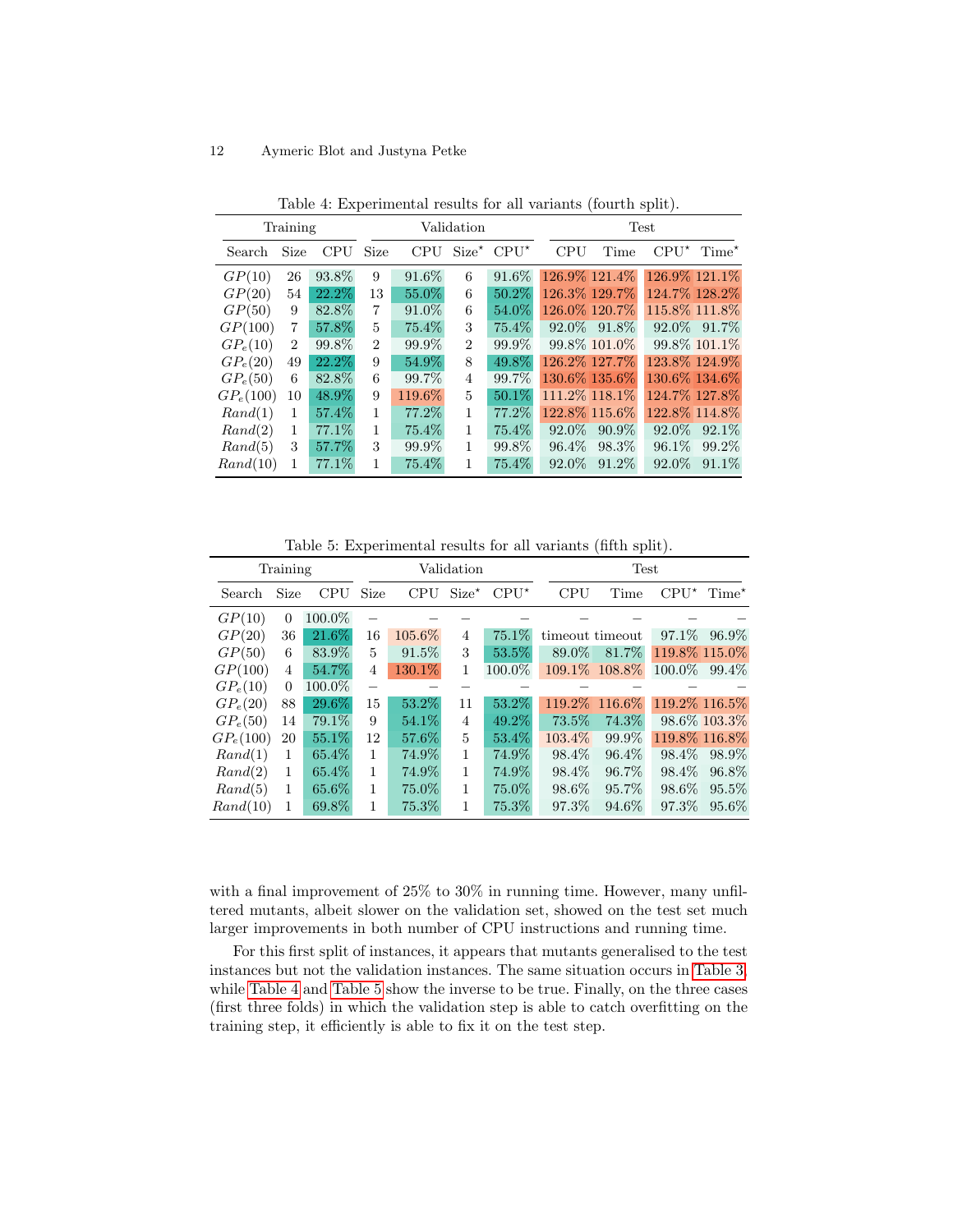Table 4: Experimental results for all variants (fourth split).

| Training | | | Validation | | | | Test | | | |
|---|---|---|---|---|---|---|---|---|---|---|
| Search | Size | CPU | Size | CPU | Size$^\star$ | CPU$^\star$ | CPU | Time | CPU$^\star$ | Time$^\star$ |
| $GP(10)$ | 26 | 93.8% | 9 | 91.6% | 6 | 91.6% | 126.9% | 121.4% | 126.9% | 121.1% |
| $GP(20)$ | 54 | 22.2% | 13 | 55.0% | 6 | 50.2% | 126.3% | 129.7% | 124.7% | 128.2% |
| $GP(50)$ | 9 | 82.8% | 7 | 91.0% | 6 | 54.0% | 126.0% | 120.7% | 115.8% | 111.8% |
| $GP(100)$ | 7 | 57.8% | 5 | 75.4% | 3 | 75.4% | 92.0% | 91.8% | 92.0% | 91.7% |
| $GP_e(10)$ | 2 | 99.8% | 2 | 99.9% | 2 | 99.9% | 99.8% | 101.0% | 99.8% | 101.1% |
| $GP_e(20)$ | 49 | 22.2% | 9 | 54.9% | 8 | 49.8% | 126.2% | 127.7% | 123.8% | 124.9% |
| $GP_e(50)$ | 6 | 82.8% | 6 | 99.7% | 4 | 99.7% | 130.6% | 135.6% | 130.6% | 134.6% |
| $GP_e(100)$ | 10 | 48.9% | 9 | 119.6% | 5 | 50.1% | 111.2% | 118.1% | 124.7% | 127.8% |
| $Rand(1)$ | 1 | 57.4% | 1 | 77.2% | 1 | 77.2% | 122.8% | 115.6% | 122.8% | 114.8% |
| $Rand(2)$ | 1 | 77.1% | 1 | 75.4% | 1 | 75.4% | 92.0% | 90.9% | 92.0% | 92.1% |
| $Rand(5)$ | 3 | 57.7% | 3 | 99.9% | 1 | 99.8% | 96.4% | 98.3% | 96.1% | 99.2% |
| $Rand(10)$ | 1 | 77.1% | 1 | 75.4% | 1 | 75.4% | 92.0% | 91.2% | 92.0% | 91.1% |

Table 5: Experimental results for all variants (fifth split).

| Training | | | Validation | | | | Test | | | |
|---|---|---|---|---|---|---|---|---|---|---|
| Search | Size | CPU | Size | CPU | Size$^\star$ | CPU$^\star$ | CPU | Time | CPU$^\star$ | Time$^\star$ |
| $GP(10)$ | 0 | 100.0% | – | – | – | – | – | – | – | – |
| $GP(20)$ | 36 | 21.6% | 16 | 105.6% | 4 | 75.1% | timeout | timeout | 97.1% | 96.9% |
| $GP(50)$ | 6 | 83.9% | 5 | 91.5% | 3 | 53.5% | 89.0% | 81.7% | 119.8% | 115.0% |
| $GP(100)$ | 4 | 54.7% | 4 | 130.1% | 1 | 100.0% | 109.1% | 108.8% | 100.0% | 99.4% |
| $GP_e(10)$ | 0 | 100.0% | – | – | – | – | – | – | – | – |
| $GP_e(20)$ | 88 | 29.6% | 15 | 53.2% | 11 | 53.2% | 119.2% | 116.6% | 119.2% | 116.5% |
| $GP_e(50)$ | 14 | 79.1% | 9 | 54.1% | 4 | 49.2% | 73.5% | 74.3% | 98.6% | 103.3% |
| $GP_e(100)$ | 20 | 55.1% | 12 | 57.6% | 5 | 53.4% | 103.4% | 99.9% | 119.8% | 116.8% |
| $Rand(1)$ | 1 | 65.4% | 1 | 74.9% | 1 | 74.9% | 98.4% | 96.4% | 98.4% | 98.9% |
| $Rand(2)$ | 1 | 65.4% | 1 | 74.9% | 1 | 74.9% | 98.4% | 96.7% | 98.4% | 96.8% |
| $Rand(5)$ | 1 | 65.6% | 1 | 75.0% | 1 | 75.0% | 98.6% | 95.7% | 98.6% | 95.5% |
| $Rand(10)$ | 1 | 69.8% | 1 | 75.3% | 1 | 75.3% | 97.3% | 94.6% | 97.3% | 95.6% |

with a final improvement of 25% to 30% in running time. However, many unfiltered mutants, albeit slower on the validation set, showed on the test set much larger improvements in both number of CPU instructions and running time.

For this first split of instances, it appears that mutants generalised to the test instances but not the validation instances. The same situation occurs in Table 3, while Table 4 and Table 5 show the inverse to be true. Finally, on the three cases (first three folds) in which the validation step is able to catch overfitting on the training step, it efficiently is able to fix it on the test step.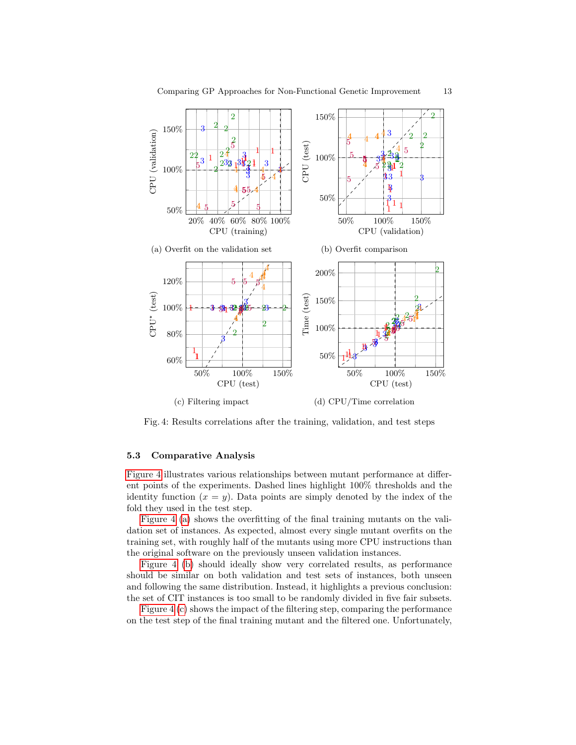(a) Overfit on the validation set

(b) Overfit comparison

(c) Filtering impact

(d) CPU/Time correlation

Fig. 4: Results correlations after the training, validation, and test steps

### 5.3 Comparative Analysis

Figure 4 illustrates various relationships between mutant performance at different points of the experiments. Dashed lines highlight 100% thresholds and the identity function ($x = y$). Data points are simply denoted by the index of the fold they used in the test step.

Figure 4 (a) shows the overfitting of the final training mutants on the validation set of instances. As expected, almost every single mutant overfits on the training set, with roughly half of the mutants using more CPU instructions than the original software on the previously unseen validation instances.

Figure 4 (b) should ideally show very correlated results, as performance should be similar on both validation and test sets of instances, both unseen and following the same distribution. Instead, it highlights a previous conclusion: the set of CIT instances is too small to be randomly divided in five fair subsets.

Figure 4 (c) shows the impact of the filtering step, comparing the performance on the test step of the final training mutant and the filtered one. Unfortunately,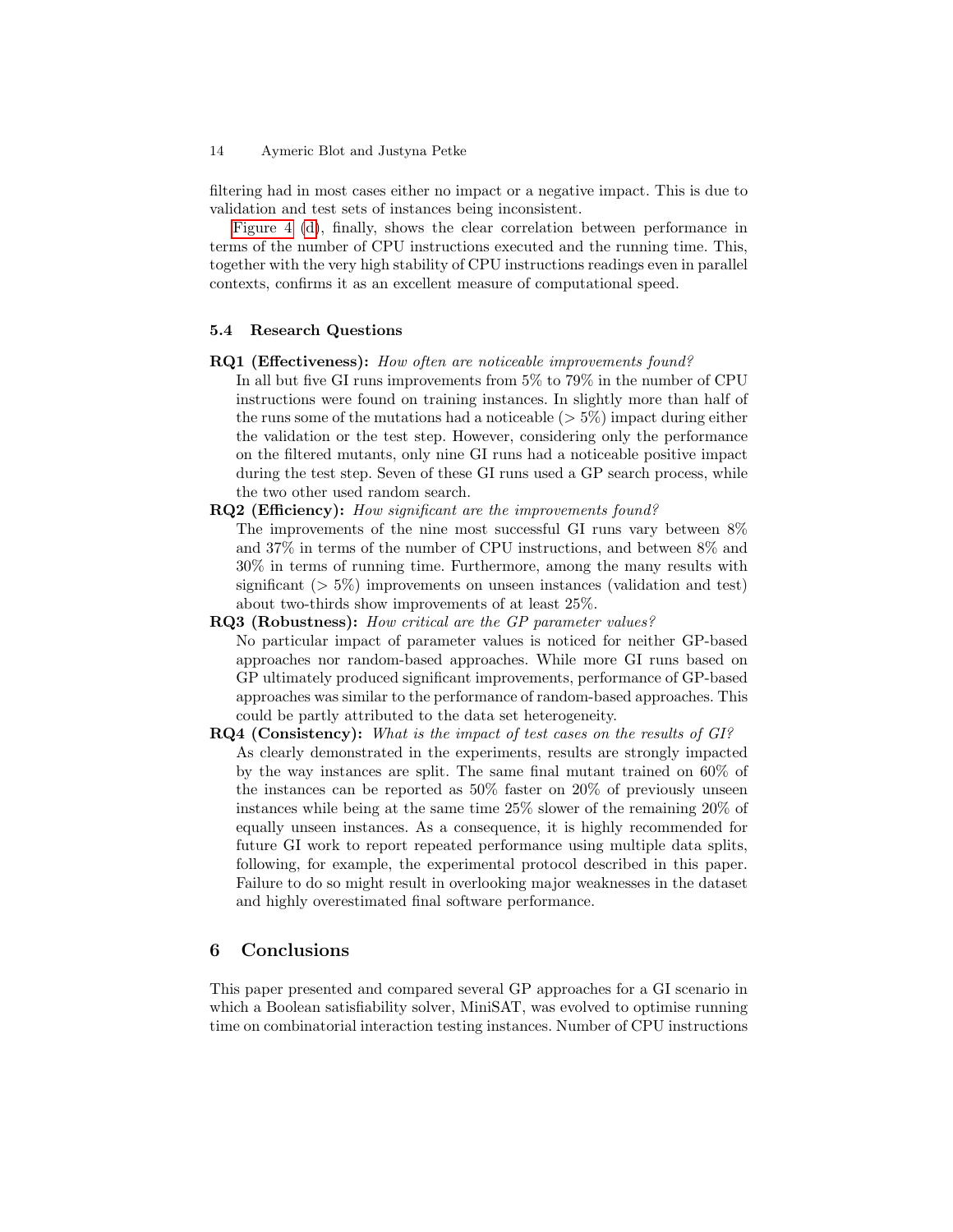filtering had in most cases either no impact or a negative impact. This is due to validation and test sets of instances being inconsistent.

Figure 4 (d), finally, shows the clear correlation between performance in terms of the number of CPU instructions executed and the running time. This, together with the very high stability of CPU instructions readings even in parallel contexts, confirms it as an excellent measure of computational speed.

### 5.4 Research Questions

**RQ1 (Effectiveness):** *How often are noticeable improvements found?*
In all but five GI runs improvements from 5% to 79% in the number of CPU instructions were found on training instances. In slightly more than half of the runs some of the mutations had a noticeable ($> 5\%$) impact during either the validation or the test step. However, considering only the performance on the filtered mutants, only nine GI runs had a noticeable positive impact during the test step. Seven of these GI runs used a GP search process, while the two other used random search.

**RQ2 (Efficiency):** *How significant are the improvements found?*
The improvements of the nine most successful GI runs vary between 8% and 37% in terms of the number of CPU instructions, and between 8% and 30% in terms of running time. Furthermore, among the many results with significant ($> 5\%$) improvements on unseen instances (validation and test) about two-thirds show improvements of at least 25%.

**RQ3 (Robustness):** *How critical are the GP parameter values?*
No particular impact of parameter values is noticed for neither GP-based approaches nor random-based approaches. While more GI runs based on GP ultimately produced significant improvements, performance of GP-based approaches was similar to the performance of random-based approaches. This could be partly attributed to the data set heterogeneity.

**RQ4 (Consistency):** *What is the impact of test cases on the results of GI?*
As clearly demonstrated in the experiments, results are strongly impacted by the way instances are split. The same final mutant trained on 60% of the instances can be reported as 50% faster on 20% of previously unseen instances while being at the same time 25% slower of the remaining 20% of equally unseen instances. As a consequence, it is highly recommended for future GI work to report repeated performance using multiple data splits, following, for example, the experimental protocol described in this paper. Failure to do so might result in overlooking major weaknesses in the dataset and highly overestimated final software performance.

## 6 Conclusions

This paper presented and compared several GP approaches for a GI scenario in which a Boolean satisfiability solver, MiniSAT, was evolved to optimise running time on combinatorial interaction testing instances. Number of CPU instructions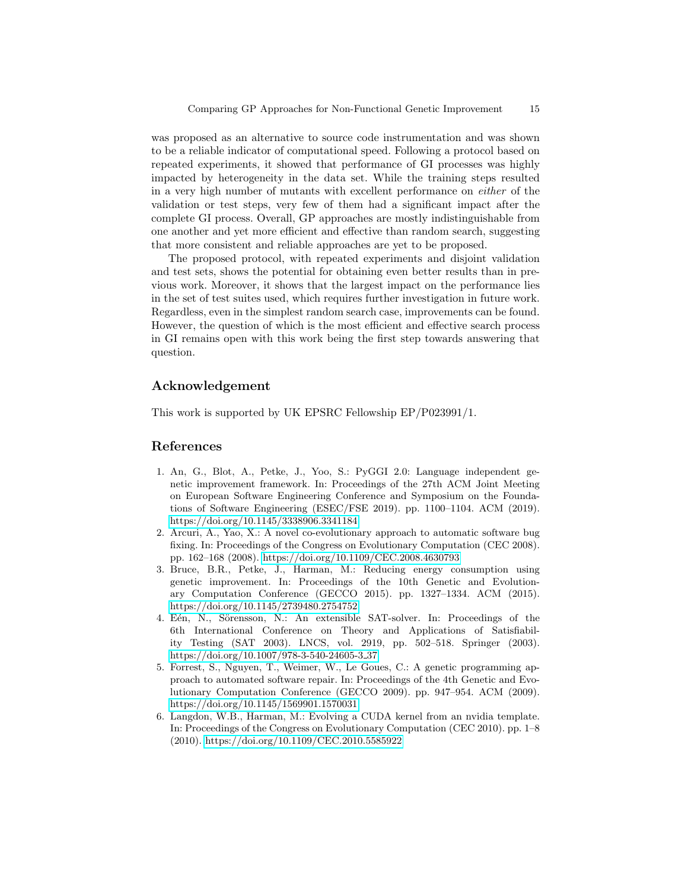was proposed as an alternative to source code instrumentation and was shown to be a reliable indicator of computational speed. Following a protocol based on repeated experiments, it showed that performance of GI processes was highly impacted by heterogeneity in the data set. While the training steps resulted in a very high number of mutants with excellent performance on *either* of the validation or test steps, very few of them had a significant impact after the complete GI process. Overall, GP approaches are mostly indistinguishable from one another and yet more efficient and effective than random search, suggesting that more consistent and reliable approaches are yet to be proposed.

The proposed protocol, with repeated experiments and disjoint validation and test sets, shows the potential for obtaining even better results than in previous work. Moreover, it shows that the largest impact on the performance lies in the set of test suites used, which requires further investigation in future work. Regardless, even in the simplest random search case, improvements can be found. However, the question of which is the most efficient and effective search process in GI remains open with this work being the first step towards answering that question.

## Acknowledgement

This work is supported by UK EPSRC Fellowship EP/P023991/1.

## References

1. An, G., Blot, A., Petke, J., Yoo, S.: PyGGI 2.0: Language independent genetic improvement framework. In: Proceedings of the 27th ACM Joint Meeting on European Software Engineering Conference and Symposium on the Foundations of Software Engineering (ESEC/FSE 2019). pp. 1100–1104. ACM (2019). https://doi.org/10.1145/3338906.3341184
2. Arcuri, A., Yao, X.: A novel co-evolutionary approach to automatic software bug fixing. In: Proceedings of the Congress on Evolutionary Computation (CEC 2008). pp. 162–168 (2008). https://doi.org/10.1109/CEC.2008.4630793
3. Bruce, B.R., Petke, J., Harman, M.: Reducing energy consumption using genetic improvement. In: Proceedings of the 10th Genetic and Evolutionary Computation Conference (GECCO 2015). pp. 1327–1334. ACM (2015). https://doi.org/10.1145/2739480.2754752
4. Eén, N., Sörensson, N.: An extensible SAT-solver. In: Proceedings of the 6th International Conference on Theory and Applications of Satisfiability Testing (SAT 2003). LNCS, vol. 2919, pp. 502–518. Springer (2003). https://doi.org/10.1007/978-3-540-24605-3_37
5. Forrest, S., Nguyen, T., Weimer, W., Le Goues, C.: A genetic programming approach to automated software repair. In: Proceedings of the 4th Genetic and Evolutionary Computation Conference (GECCO 2009). pp. 947–954. ACM (2009). https://doi.org/10.1145/1569901.1570031
6. Langdon, W.B., Harman, M.: Evolving a CUDA kernel from an nvidia template. In: Proceedings of the Congress on Evolutionary Computation (CEC 2010). pp. 1–8 (2010). https://doi.org/10.1109/CEC.2010.5585922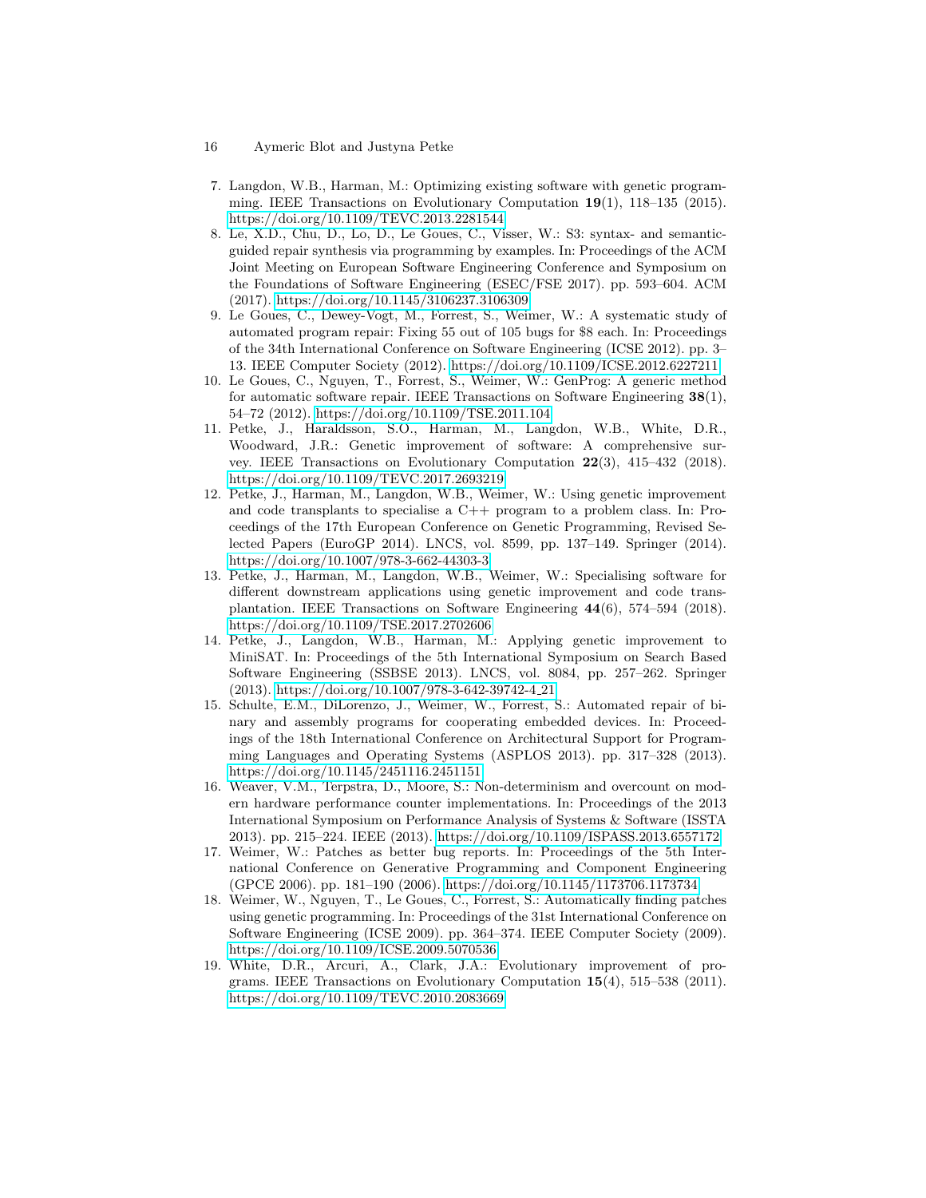7. Langdon, W.B., Harman, M.: Optimizing existing software with genetic programming. IEEE Transactions on Evolutionary Computation **19**(1), 118–135 (2015). https://doi.org/10.1109/TEVC.2013.2281544
8. Le, X.D., Chu, D., Lo, D., Le Goues, C., Visser, W.: S3: syntax- and semantic-guided repair synthesis via programming by examples. In: Proceedings of the ACM Joint Meeting on European Software Engineering Conference and Symposium on the Foundations of Software Engineering (ESEC/FSE 2017). pp. 593–604. ACM (2017). https://doi.org/10.1145/3106237.3106309
9. Le Goues, C., Dewey-Vogt, M., Forrest, S., Weimer, W.: A systematic study of automated program repair: Fixing 55 out of 105 bugs for $8 each. In: Proceedings of the 34th International Conference on Software Engineering (ICSE 2012). pp. 3–13. IEEE Computer Society (2012). https://doi.org/10.1109/ICSE.2012.6227211
10. Le Goues, C., Nguyen, T., Forrest, S., Weimer, W.: GenProg: A generic method for automatic software repair. IEEE Transactions on Software Engineering **38**(1), 54–72 (2012). https://doi.org/10.1109/TSE.2011.104
11. Petke, J., Haraldsson, S.O., Harman, M., Langdon, W.B., White, D.R., Woodward, J.R.: Genetic improvement of software: A comprehensive survey. IEEE Transactions on Evolutionary Computation **22**(3), 415–432 (2018). https://doi.org/10.1109/TEVC.2017.2693219
12. Petke, J., Harman, M., Langdon, W.B., Weimer, W.: Using genetic improvement and code transplants to specialise a C++ program to a problem class. In: Proceedings of the 17th European Conference on Genetic Programming, Revised Selected Papers (EuroGP 2014). LNCS, vol. 8599, pp. 137–149. Springer (2014). https://doi.org/10.1007/978-3-662-44303-3
13. Petke, J., Harman, M., Langdon, W.B., Weimer, W.: Specialising software for different downstream applications using genetic improvement and code transplantation. IEEE Transactions on Software Engineering **44**(6), 574–594 (2018). https://doi.org/10.1109/TSE.2017.2702606
14. Petke, J., Langdon, W.B., Harman, M.: Applying genetic improvement to MiniSAT. In: Proceedings of the 5th International Symposium on Search Based Software Engineering (SSBSE 2013). LNCS, vol. 8084, pp. 257–262. Springer (2013). https://doi.org/10.1007/978-3-642-39742-4_21
15. Schulte, E.M., DiLorenzo, J., Weimer, W., Forrest, S.: Automated repair of binary and assembly programs for cooperating embedded devices. In: Proceedings of the 18th International Conference on Architectural Support for Programming Languages and Operating Systems (ASPLOS 2013). pp. 317–328 (2013). https://doi.org/10.1145/2451116.2451151
16. Weaver, V.M., Terpstra, D., Moore, S.: Non-determinism and overcount on modern hardware performance counter implementations. In: Proceedings of the 2013 International Symposium on Performance Analysis of Systems & Software (ISSTA 2013). pp. 215–224. IEEE (2013). https://doi.org/10.1109/ISPASS.2013.6557172
17. Weimer, W.: Patches as better bug reports. In: Proceedings of the 5th International Conference on Generative Programming and Component Engineering (GPCE 2006). pp. 181–190 (2006). https://doi.org/10.1145/1173706.1173734
18. Weimer, W., Nguyen, T., Le Goues, C., Forrest, S.: Automatically finding patches using genetic programming. In: Proceedings of the 31st International Conference on Software Engineering (ICSE 2009). pp. 364–374. IEEE Computer Society (2009). https://doi.org/10.1109/ICSE.2009.5070536
19. White, D.R., Arcuri, A., Clark, J.A.: Evolutionary improvement of programs. IEEE Transactions on Evolutionary Computation **15**(4), 515–538 (2011). https://doi.org/10.1109/TEVC.2010.2083669